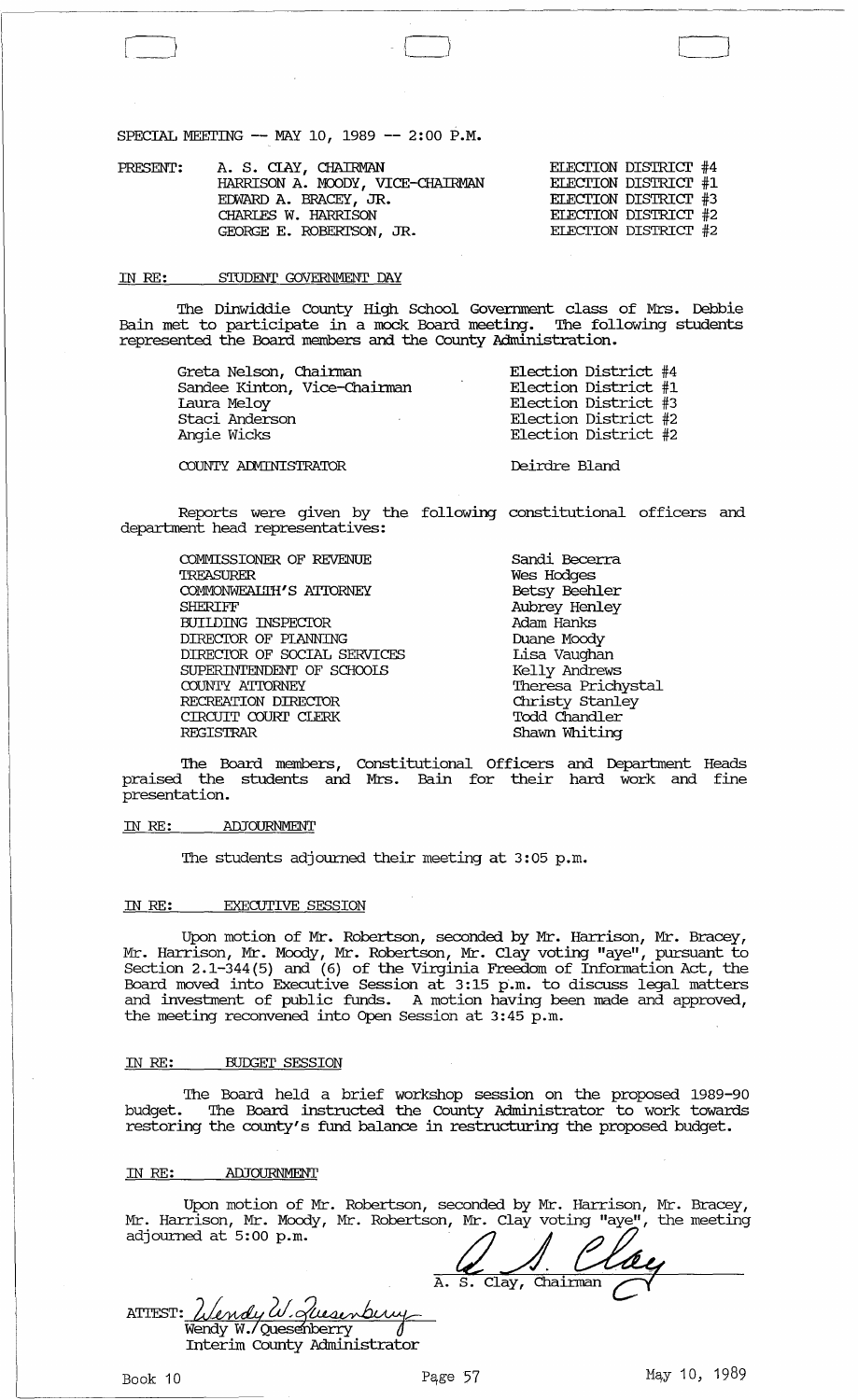SPECIAL MEETING -- MAY 10, 1989 -- 2:00 P.M.

| PRESENT: | | |
|---|---|---|
| | A. S. CLAY, CHAIRMAN | ELECTION DISTRICT #4 |
| | HARRISON A. MOODY, VICE-CHAIRMAN | ELECTION DISTRICT #1 |
| | EDWARD A. BRACEY, JR. | ELECTION DISTRICT #3 |
| | CHARLES W. HARRISON | ELECTION DISTRICT #2 |
| | GEORGE E. ROBERTSON, JR. | ELECTION DISTRICT #2 |

IN RE: STUDENT GOVERNMENT DAY

The Dinwiddie County High School Government class of Mrs. Debbie Bain met to participate in a mock Board meeting. The following students represented the Board members and the County Administration.

| | |
|---|---|
| Greta Nelson, Chairman | Election District #4 |
| Sandee Kinton, Vice-Chairman | Election District #1 |
| Laura Meloy | Election District #3 |
| Staci Anderson | Election District #2 |
| Angie Wicks | Election District #2 |
| COUNTY ADMINISTRATOR | Deirdre Bland |

Reports were given by the following constitutional officers and department head representatives:

| | |
|---|---|
| COMMISSIONER OF REVENUE | Sandi Becerra |
| TREASURER | Wes Hodges |
| COMMONWEALTH'S ATTORNEY | Betsy Beehler |
| SHERIFF | Aubrey Henley |
| BUILDING INSPECTOR | Adam Hanks |
| DIRECTOR OF PLANNING | Duane Moody |
| DIRECTOR OF SOCIAL SERVICES | Lisa Vaughan |
| SUPERINTENDENT OF SCHOOLS | Kelly Andrews |
| COUNTY ATTORNEY | Theresa Prichystal |
| RECREATION DIRECTOR | Christy Stanley |
| CIRCUIT COURT CLERK | Todd Chandler |
| REGISTRAR | Shawn Whiting |

The Board members, Constitutional Officers and Department Heads praised the students and Mrs. Bain for their hard work and fine presentation.

IN RE: ADJOURNMENT

The students adjourned their meeting at 3:05 p.m.

IN RE: EXECUTIVE SESSION

Upon motion of Mr. Robertson, seconded by Mr. Harrison, Mr. Bracey, Mr. Harrison, Mr. Moody, Mr. Robertson, Mr. Clay voting "aye", pursuant to Section 2.1-344(5) and (6) of the Virginia Freedom of Information Act, the Board moved into Executive Session at 3:15 p.m. to discuss legal matters and investment of public funds. A motion having been made and approved, the meeting reconvened into Open Session at 3:45 p.m.

IN RE: BUDGET SESSION

The Board held a brief workshop session on the proposed 1989-90 budget. The Board instructed the County Administrator to work towards restoring the county's fund balance in restructuring the proposed budget.

IN RE: ADJOURNMENT

Upon motion of Mr. Robertson, seconded by Mr. Harrison, Mr. Bracey, Mr. Harrison, Mr. Moody, Mr. Robertson, Mr. Clay voting "aye", the meeting adjourned at 5:00 p.m.

A. S. Clay, Chairman

ATTEST: Wendy W. Quesenberry
Interim County Administrator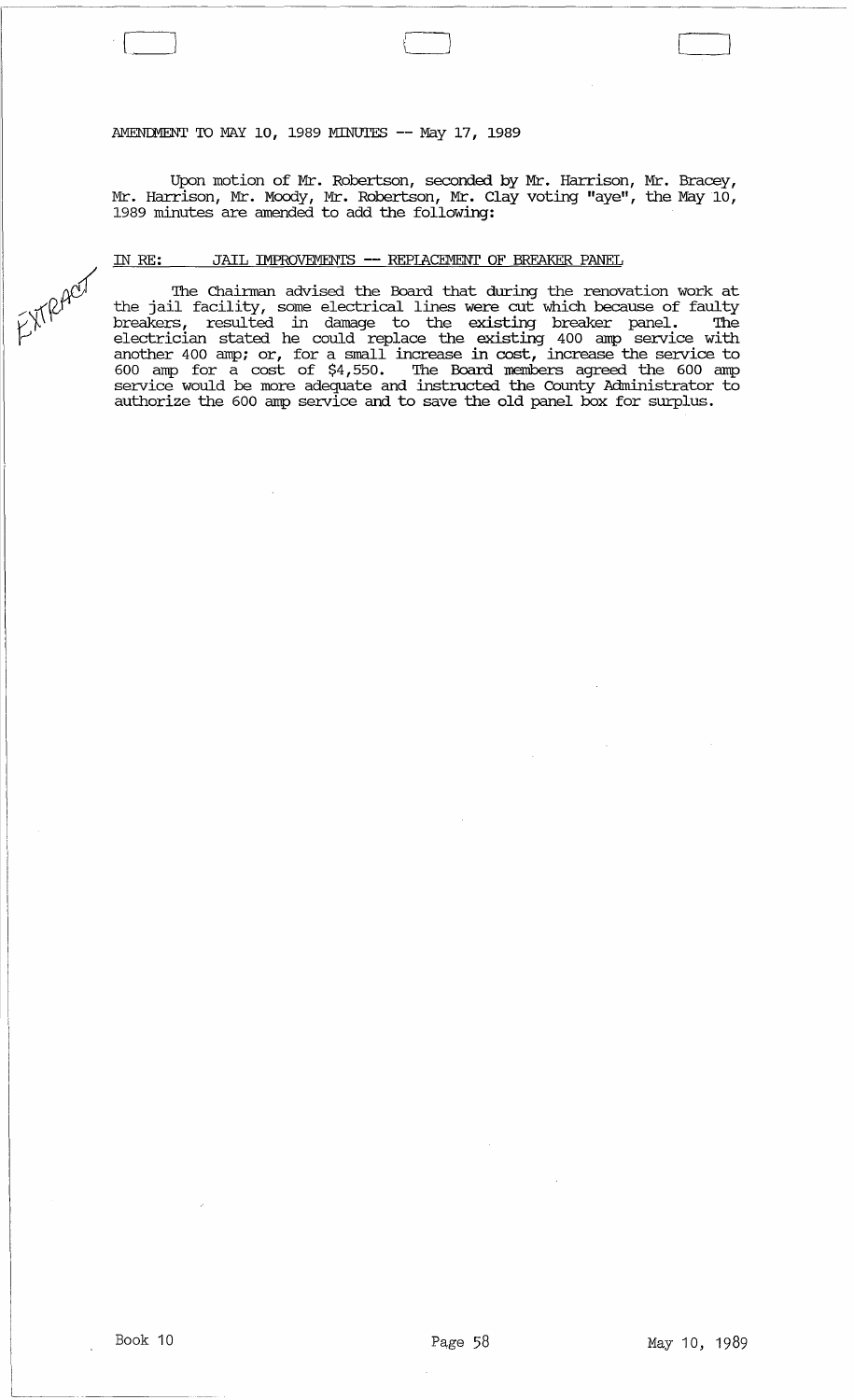AMENDMENT TO MAY 10, 1989 MINUTES -- May 17, 1989

Upon motion of Mr. Robertson, seconded by Mr. Harrison, Mr. Bracey, Mr. Harrison, Mr. Moody, Mr. Robertson, Mr. Clay voting "aye", the May 10, 1989 minutes are amended to add the following:

EXTRACT

IN RE: JAIL IMPROVEMENTS -- REPLACEMENT OF BREAKER PANEL

The Chairman advised the Board that during the renovation work at the jail facility, some electrical lines were cut which because of faulty breakers, resulted in damage to the existing breaker panel. The electrician stated he could replace the existing 400 amp service with another 400 amp; or, for a small increase in cost, increase the service to 600 amp for a cost of $4,550. The Board members agreed the 600 amp service would be more adequate and instructed the County Administrator to authorize the 600 amp service and to save the old panel box for surplus.

Book 10 Page 58 May 10, 1989